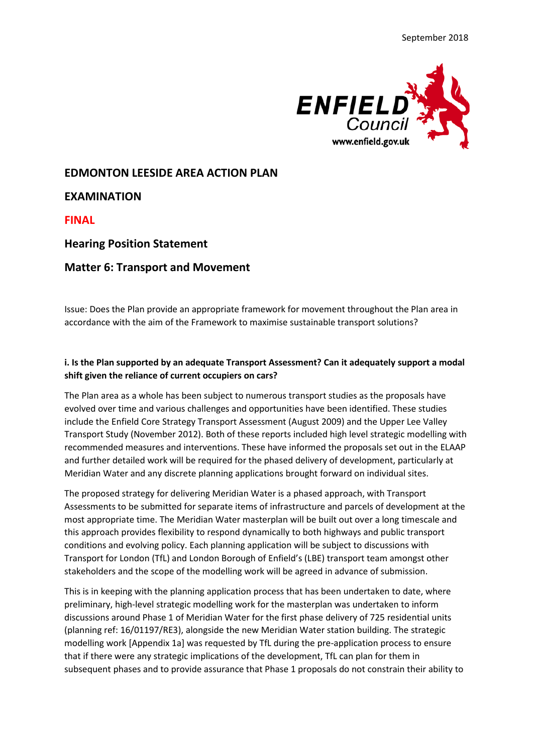September 2018

ENFIELD Council
www.enfield.gov.uk

# EDMONTON LEESIDE AREA ACTION PLAN

## EXAMINATION

## FINAL

## Hearing Position Statement

## Matter 6: Transport and Movement

Issue: Does the Plan provide an appropriate framework for movement throughout the Plan area in accordance with the aim of the Framework to maximise sustainable transport solutions?

**i. Is the Plan supported by an adequate Transport Assessment? Can it adequately support a modal shift given the reliance of current occupiers on cars?**

The Plan area as a whole has been subject to numerous transport studies as the proposals have evolved over time and various challenges and opportunities have been identified. These studies include the Enfield Core Strategy Transport Assessment (August 2009) and the Upper Lee Valley Transport Study (November 2012). Both of these reports included high level strategic modelling with recommended measures and interventions. These have informed the proposals set out in the ELAAP and further detailed work will be required for the phased delivery of development, particularly at Meridian Water and any discrete planning applications brought forward on individual sites.

The proposed strategy for delivering Meridian Water is a phased approach, with Transport Assessments to be submitted for separate items of infrastructure and parcels of development at the most appropriate time. The Meridian Water masterplan will be built out over a long timescale and this approach provides flexibility to respond dynamically to both highways and public transport conditions and evolving policy. Each planning application will be subject to discussions with Transport for London (TfL) and London Borough of Enfield's (LBE) transport team amongst other stakeholders and the scope of the modelling work will be agreed in advance of submission.

This is in keeping with the planning application process that has been undertaken to date, where preliminary, high-level strategic modelling work for the masterplan was undertaken to inform discussions around Phase 1 of Meridian Water for the first phase delivery of 725 residential units (planning ref: 16/01197/RE3), alongside the new Meridian Water station building. The strategic modelling work [Appendix 1a] was requested by TfL during the pre-application process to ensure that if there were any strategic implications of the development, TfL can plan for them in subsequent phases and to provide assurance that Phase 1 proposals do not constrain their ability to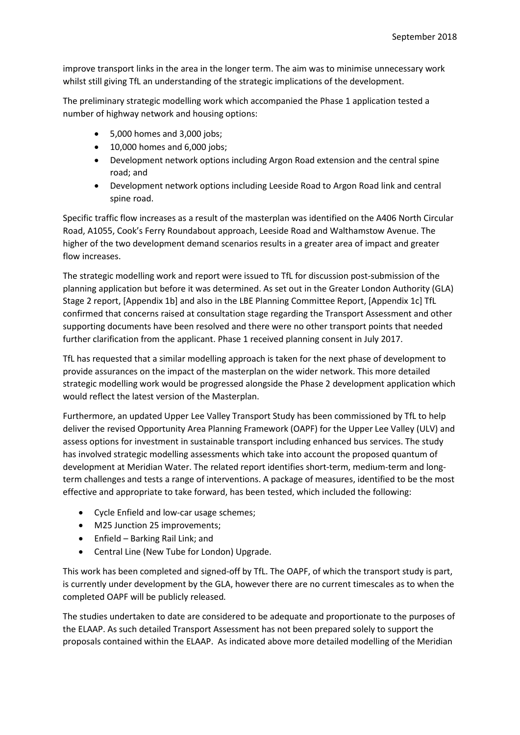improve transport links in the area in the longer term. The aim was to minimise unnecessary work whilst still giving TfL an understanding of the strategic implications of the development.

The preliminary strategic modelling work which accompanied the Phase 1 application tested a number of highway network and housing options:

- 5,000 homes and 3,000 jobs;
- 10,000 homes and 6,000 jobs;
- Development network options including Argon Road extension and the central spine road; and
- Development network options including Leeside Road to Argon Road link and central spine road.

Specific traffic flow increases as a result of the masterplan was identified on the A406 North Circular Road, A1055, Cook's Ferry Roundabout approach, Leeside Road and Walthamstow Avenue. The higher of the two development demand scenarios results in a greater area of impact and greater flow increases.

The strategic modelling work and report were issued to TfL for discussion post-submission of the planning application but before it was determined. As set out in the Greater London Authority (GLA) Stage 2 report, [Appendix 1b] and also in the LBE Planning Committee Report, [Appendix 1c] TfL confirmed that concerns raised at consultation stage regarding the Transport Assessment and other supporting documents have been resolved and there were no other transport points that needed further clarification from the applicant. Phase 1 received planning consent in July 2017.

TfL has requested that a similar modelling approach is taken for the next phase of development to provide assurances on the impact of the masterplan on the wider network. This more detailed strategic modelling work would be progressed alongside the Phase 2 development application which would reflect the latest version of the Masterplan.

Furthermore, an updated Upper Lee Valley Transport Study has been commissioned by TfL to help deliver the revised Opportunity Area Planning Framework (OAPF) for the Upper Lee Valley (ULV) and assess options for investment in sustainable transport including enhanced bus services. The study has involved strategic modelling assessments which take into account the proposed quantum of development at Meridian Water. The related report identifies short-term, medium-term and long-term challenges and tests a range of interventions. A package of measures, identified to be the most effective and appropriate to take forward, has been tested, which included the following:

- Cycle Enfield and low-car usage schemes;
- M25 Junction 25 improvements;
- Enfield – Barking Rail Link; and
- Central Line (New Tube for London) Upgrade.

This work has been completed and signed-off by TfL. The OAPF, of which the transport study is part, is currently under development by the GLA, however there are no current timescales as to when the completed OAPF will be publicly released.

The studies undertaken to date are considered to be adequate and proportionate to the purposes of the ELAAP. As such detailed Transport Assessment has not been prepared solely to support the proposals contained within the ELAAP. As indicated above more detailed modelling of the Meridian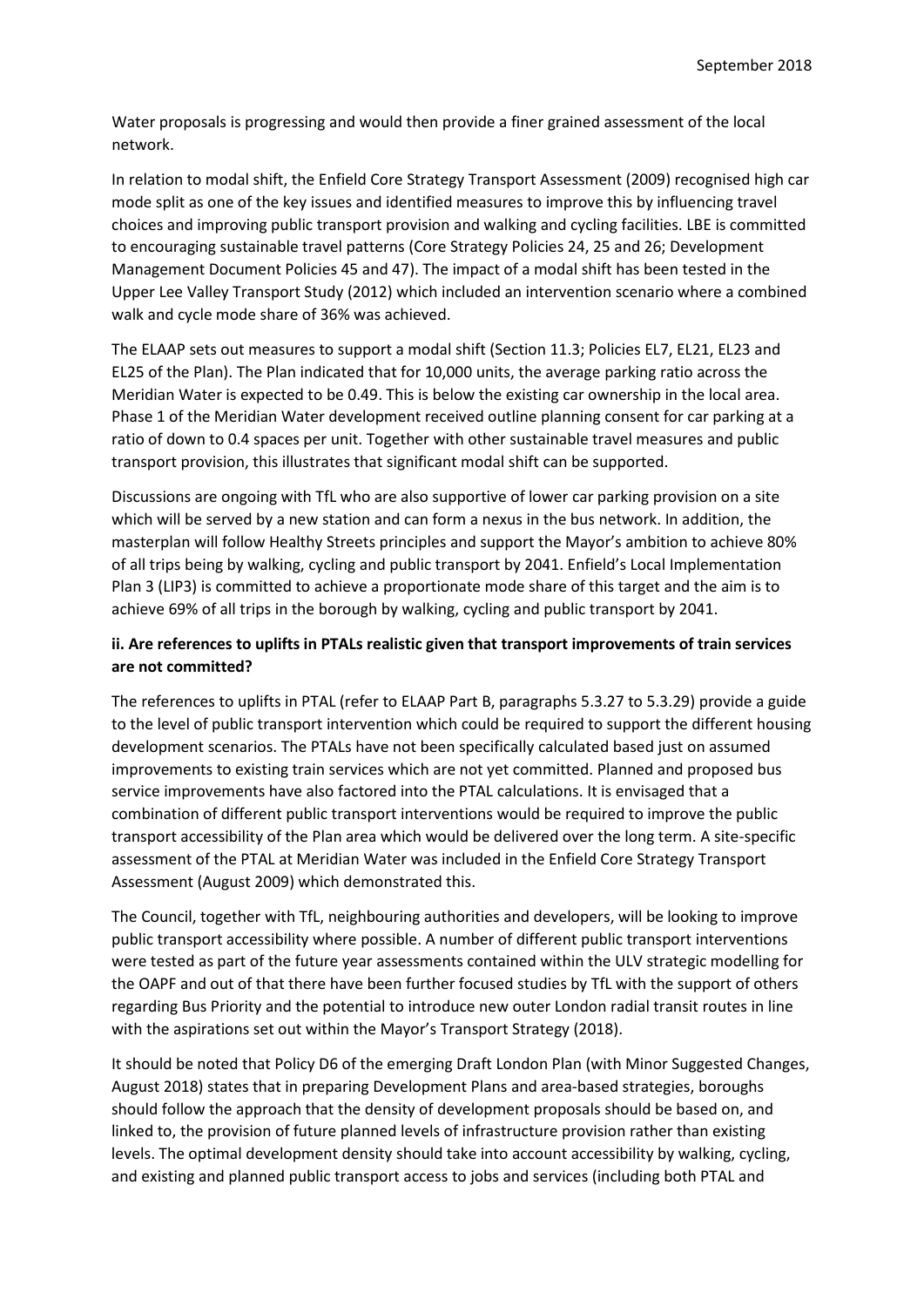Water proposals is progressing and would then provide a finer grained assessment of the local network.

In relation to modal shift, the Enfield Core Strategy Transport Assessment (2009) recognised high car mode split as one of the key issues and identified measures to improve this by influencing travel choices and improving public transport provision and walking and cycling facilities. LBE is committed to encouraging sustainable travel patterns (Core Strategy Policies 24, 25 and 26; Development Management Document Policies 45 and 47). The impact of a modal shift has been tested in the Upper Lee Valley Transport Study (2012) which included an intervention scenario where a combined walk and cycle mode share of 36% was achieved.

The ELAAP sets out measures to support a modal shift (Section 11.3; Policies EL7, EL21, EL23 and EL25 of the Plan). The Plan indicated that for 10,000 units, the average parking ratio across the Meridian Water is expected to be 0.49. This is below the existing car ownership in the local area. Phase 1 of the Meridian Water development received outline planning consent for car parking at a ratio of down to 0.4 spaces per unit. Together with other sustainable travel measures and public transport provision, this illustrates that significant modal shift can be supported.

Discussions are ongoing with TfL who are also supportive of lower car parking provision on a site which will be served by a new station and can form a nexus in the bus network. In addition, the masterplan will follow Healthy Streets principles and support the Mayor's ambition to achieve 80% of all trips being by walking, cycling and public transport by 2041. Enfield's Local Implementation Plan 3 (LIP3) is committed to achieve a proportionate mode share of this target and the aim is to achieve 69% of all trips in the borough by walking, cycling and public transport by 2041.

**ii. Are references to uplifts in PTALs realistic given that transport improvements of train services are not committed?**

The references to uplifts in PTAL (refer to ELAAP Part B, paragraphs 5.3.27 to 5.3.29) provide a guide to the level of public transport intervention which could be required to support the different housing development scenarios. The PTALs have not been specifically calculated based just on assumed improvements to existing train services which are not yet committed. Planned and proposed bus service improvements have also factored into the PTAL calculations. It is envisaged that a combination of different public transport interventions would be required to improve the public transport accessibility of the Plan area which would be delivered over the long term. A site-specific assessment of the PTAL at Meridian Water was included in the Enfield Core Strategy Transport Assessment (August 2009) which demonstrated this.

The Council, together with TfL, neighbouring authorities and developers, will be looking to improve public transport accessibility where possible. A number of different public transport interventions were tested as part of the future year assessments contained within the ULV strategic modelling for the OAPF and out of that there have been further focused studies by TfL with the support of others regarding Bus Priority and the potential to introduce new outer London radial transit routes in line with the aspirations set out within the Mayor's Transport Strategy (2018).

It should be noted that Policy D6 of the emerging Draft London Plan (with Minor Suggested Changes, August 2018) states that in preparing Development Plans and area-based strategies, boroughs should follow the approach that the density of development proposals should be based on, and linked to, the provision of future planned levels of infrastructure provision rather than existing levels. The optimal development density should take into account accessibility by walking, cycling, and existing and planned public transport access to jobs and services (including both PTAL and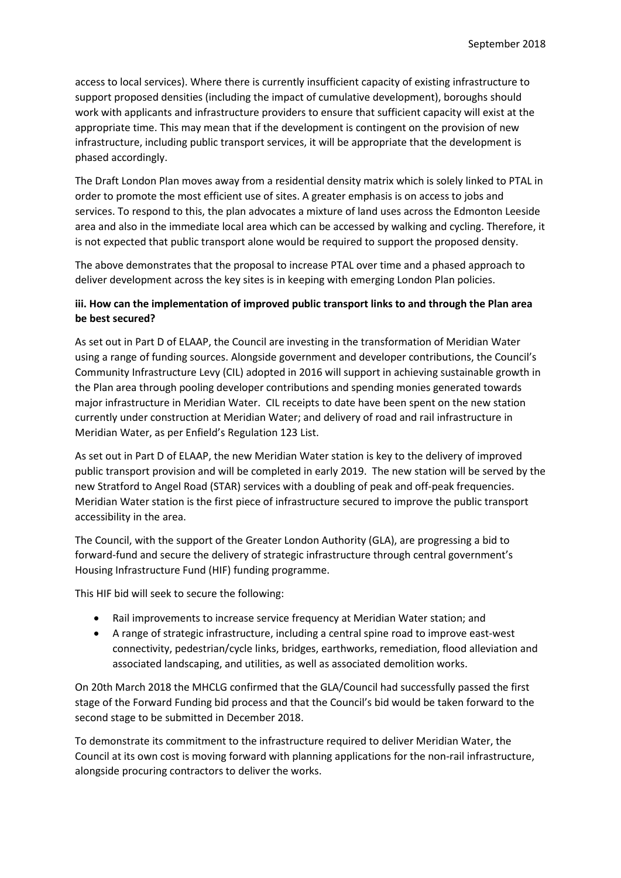access to local services). Where there is currently insufficient capacity of existing infrastructure to support proposed densities (including the impact of cumulative development), boroughs should work with applicants and infrastructure providers to ensure that sufficient capacity will exist at the appropriate time. This may mean that if the development is contingent on the provision of new infrastructure, including public transport services, it will be appropriate that the development is phased accordingly.

The Draft London Plan moves away from a residential density matrix which is solely linked to PTAL in order to promote the most efficient use of sites. A greater emphasis is on access to jobs and services. To respond to this, the plan advocates a mixture of land uses across the Edmonton Leeside area and also in the immediate local area which can be accessed by walking and cycling. Therefore, it is not expected that public transport alone would be required to support the proposed density.

The above demonstrates that the proposal to increase PTAL over time and a phased approach to deliver development across the key sites is in keeping with emerging London Plan policies.

**iii. How can the implementation of improved public transport links to and through the Plan area be best secured?**

As set out in Part D of ELAAP, the Council are investing in the transformation of Meridian Water using a range of funding sources. Alongside government and developer contributions, the Council's Community Infrastructure Levy (CIL) adopted in 2016 will support in achieving sustainable growth in the Plan area through pooling developer contributions and spending monies generated towards major infrastructure in Meridian Water. CIL receipts to date have been spent on the new station currently under construction at Meridian Water; and delivery of road and rail infrastructure in Meridian Water, as per Enfield's Regulation 123 List.

As set out in Part D of ELAAP, the new Meridian Water station is key to the delivery of improved public transport provision and will be completed in early 2019. The new station will be served by the new Stratford to Angel Road (STAR) services with a doubling of peak and off-peak frequencies. Meridian Water station is the first piece of infrastructure secured to improve the public transport accessibility in the area.

The Council, with the support of the Greater London Authority (GLA), are progressing a bid to forward-fund and secure the delivery of strategic infrastructure through central government's Housing Infrastructure Fund (HIF) funding programme.

This HIF bid will seek to secure the following:

- Rail improvements to increase service frequency at Meridian Water station; and
- A range of strategic infrastructure, including a central spine road to improve east-west connectivity, pedestrian/cycle links, bridges, earthworks, remediation, flood alleviation and associated landscaping, and utilities, as well as associated demolition works.

On 20th March 2018 the MHCLG confirmed that the GLA/Council had successfully passed the first stage of the Forward Funding bid process and that the Council's bid would be taken forward to the second stage to be submitted in December 2018.

To demonstrate its commitment to the infrastructure required to deliver Meridian Water, the Council at its own cost is moving forward with planning applications for the non-rail infrastructure, alongside procuring contractors to deliver the works.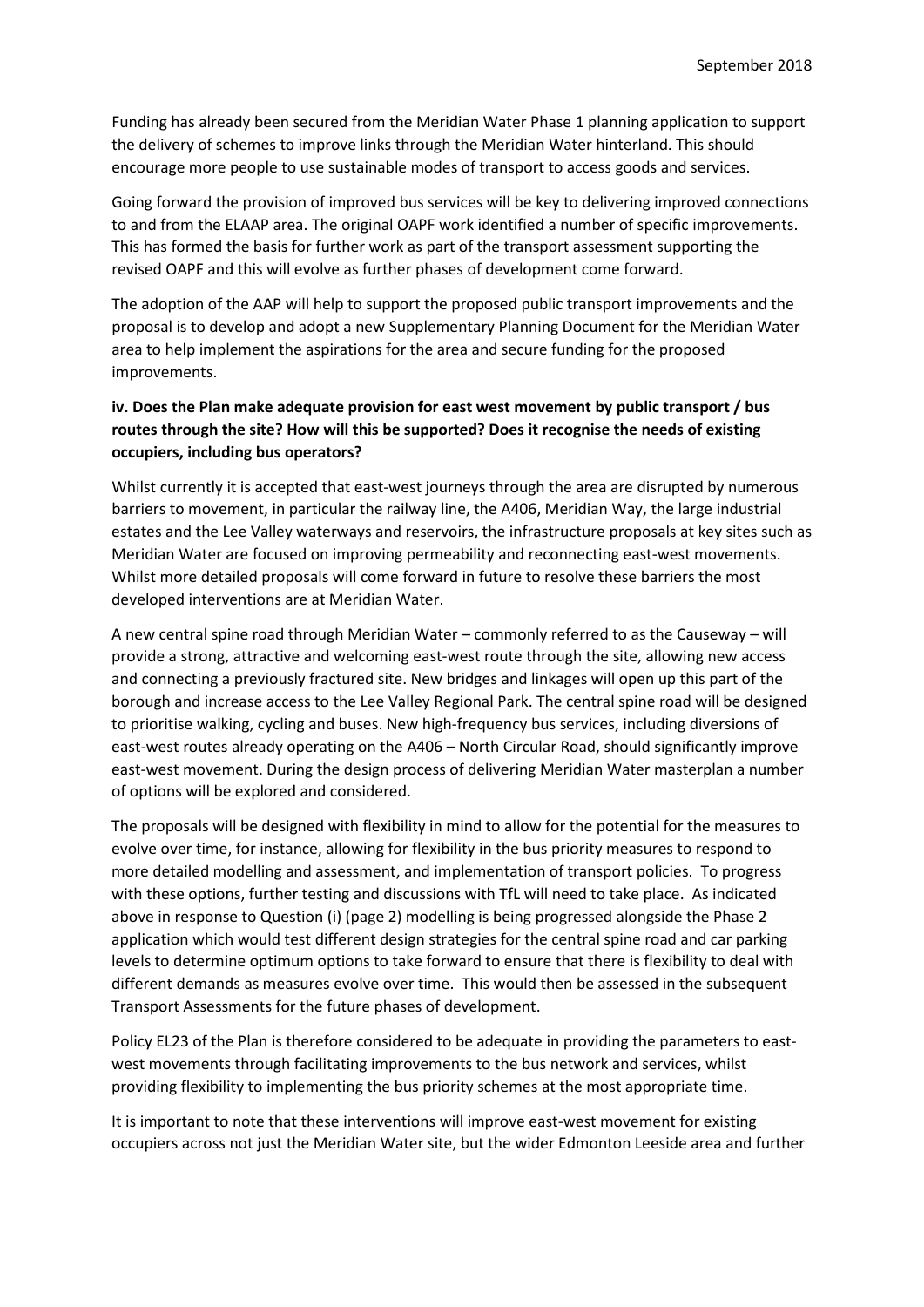Funding has already been secured from the Meridian Water Phase 1 planning application to support the delivery of schemes to improve links through the Meridian Water hinterland. This should encourage more people to use sustainable modes of transport to access goods and services.

Going forward the provision of improved bus services will be key to delivering improved connections to and from the ELAAP area. The original OAPF work identified a number of specific improvements. This has formed the basis for further work as part of the transport assessment supporting the revised OAPF and this will evolve as further phases of development come forward.

The adoption of the AAP will help to support the proposed public transport improvements and the proposal is to develop and adopt a new Supplementary Planning Document for the Meridian Water area to help implement the aspirations for the area and secure funding for the proposed improvements.

**iv. Does the Plan make adequate provision for east west movement by public transport / bus routes through the site? How will this be supported? Does it recognise the needs of existing occupiers, including bus operators?**

Whilst currently it is accepted that east-west journeys through the area are disrupted by numerous barriers to movement, in particular the railway line, the A406, Meridian Way, the large industrial estates and the Lee Valley waterways and reservoirs, the infrastructure proposals at key sites such as Meridian Water are focused on improving permeability and reconnecting east-west movements. Whilst more detailed proposals will come forward in future to resolve these barriers the most developed interventions are at Meridian Water.

A new central spine road through Meridian Water – commonly referred to as the Causeway – will provide a strong, attractive and welcoming east-west route through the site, allowing new access and connecting a previously fractured site. New bridges and linkages will open up this part of the borough and increase access to the Lee Valley Regional Park. The central spine road will be designed to prioritise walking, cycling and buses. New high-frequency bus services, including diversions of east-west routes already operating on the A406 – North Circular Road, should significantly improve east-west movement. During the design process of delivering Meridian Water masterplan a number of options will be explored and considered.

The proposals will be designed with flexibility in mind to allow for the potential for the measures to evolve over time, for instance, allowing for flexibility in the bus priority measures to respond to more detailed modelling and assessment, and implementation of transport policies. To progress with these options, further testing and discussions with TfL will need to take place. As indicated above in response to Question (i) (page 2) modelling is being progressed alongside the Phase 2 application which would test different design strategies for the central spine road and car parking levels to determine optimum options to take forward to ensure that there is flexibility to deal with different demands as measures evolve over time. This would then be assessed in the subsequent Transport Assessments for the future phases of development.

Policy EL23 of the Plan is therefore considered to be adequate in providing the parameters to east-west movements through facilitating improvements to the bus network and services, whilst providing flexibility to implementing the bus priority schemes at the most appropriate time.

It is important to note that these interventions will improve east-west movement for existing occupiers across not just the Meridian Water site, but the wider Edmonton Leeside area and further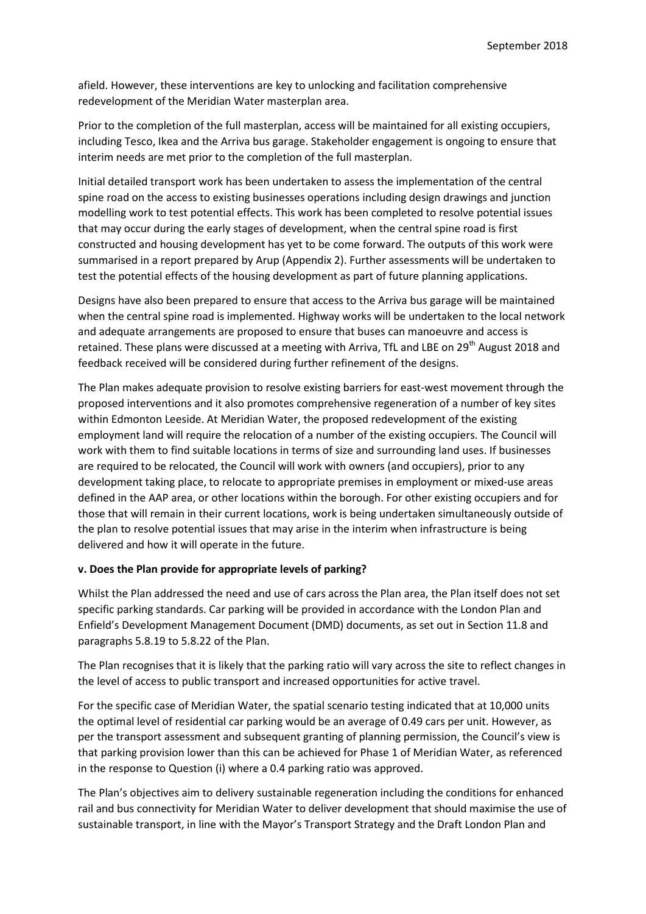afield. However, these interventions are key to unlocking and facilitation comprehensive redevelopment of the Meridian Water masterplan area.

Prior to the completion of the full masterplan, access will be maintained for all existing occupiers, including Tesco, Ikea and the Arriva bus garage. Stakeholder engagement is ongoing to ensure that interim needs are met prior to the completion of the full masterplan.

Initial detailed transport work has been undertaken to assess the implementation of the central spine road on the access to existing businesses operations including design drawings and junction modelling work to test potential effects. This work has been completed to resolve potential issues that may occur during the early stages of development, when the central spine road is first constructed and housing development has yet to be come forward. The outputs of this work were summarised in a report prepared by Arup (Appendix 2). Further assessments will be undertaken to test the potential effects of the housing development as part of future planning applications.

Designs have also been prepared to ensure that access to the Arriva bus garage will be maintained when the central spine road is implemented. Highway works will be undertaken to the local network and adequate arrangements are proposed to ensure that buses can manoeuvre and access is retained. These plans were discussed at a meeting with Arriva, TfL and LBE on 29th August 2018 and feedback received will be considered during further refinement of the designs.

The Plan makes adequate provision to resolve existing barriers for east-west movement through the proposed interventions and it also promotes comprehensive regeneration of a number of key sites within Edmonton Leeside. At Meridian Water, the proposed redevelopment of the existing employment land will require the relocation of a number of the existing occupiers. The Council will work with them to find suitable locations in terms of size and surrounding land uses. If businesses are required to be relocated, the Council will work with owners (and occupiers), prior to any development taking place, to relocate to appropriate premises in employment or mixed-use areas defined in the AAP area, or other locations within the borough. For other existing occupiers and for those that will remain in their current locations, work is being undertaken simultaneously outside of the plan to resolve potential issues that may arise in the interim when infrastructure is being delivered and how it will operate in the future.

**v. Does the Plan provide for appropriate levels of parking?**

Whilst the Plan addressed the need and use of cars across the Plan area, the Plan itself does not set specific parking standards. Car parking will be provided in accordance with the London Plan and Enfield's Development Management Document (DMD) documents, as set out in Section 11.8 and paragraphs 5.8.19 to 5.8.22 of the Plan.

The Plan recognises that it is likely that the parking ratio will vary across the site to reflect changes in the level of access to public transport and increased opportunities for active travel.

For the specific case of Meridian Water, the spatial scenario testing indicated that at 10,000 units the optimal level of residential car parking would be an average of 0.49 cars per unit. However, as per the transport assessment and subsequent granting of planning permission, the Council's view is that parking provision lower than this can be achieved for Phase 1 of Meridian Water, as referenced in the response to Question (i) where a 0.4 parking ratio was approved.

The Plan's objectives aim to delivery sustainable regeneration including the conditions for enhanced rail and bus connectivity for Meridian Water to deliver development that should maximise the use of sustainable transport, in line with the Mayor's Transport Strategy and the Draft London Plan and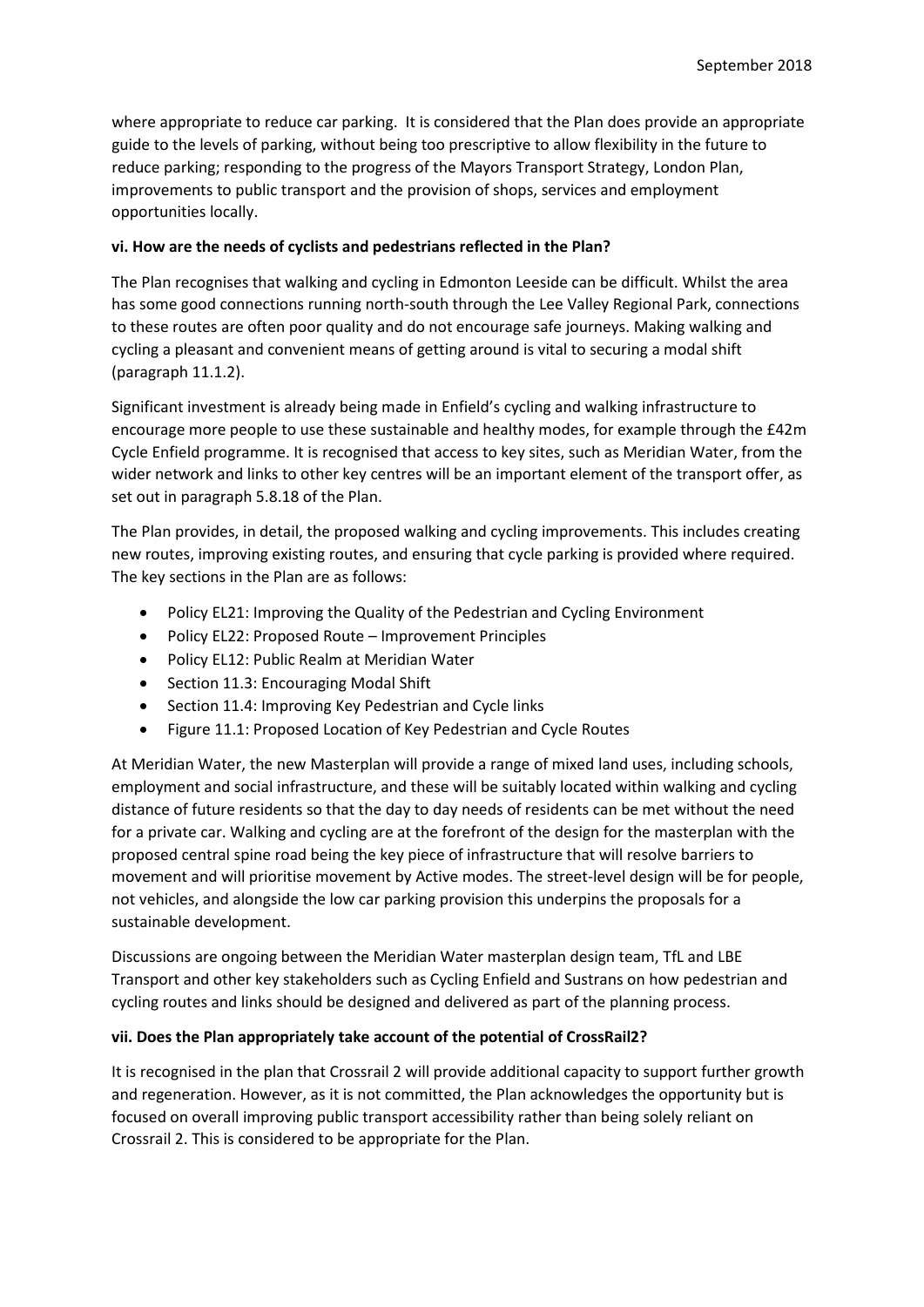where appropriate to reduce car parking. It is considered that the Plan does provide an appropriate guide to the levels of parking, without being too prescriptive to allow flexibility in the future to reduce parking; responding to the progress of the Mayors Transport Strategy, London Plan, improvements to public transport and the provision of shops, services and employment opportunities locally.

**vi. How are the needs of cyclists and pedestrians reflected in the Plan?**

The Plan recognises that walking and cycling in Edmonton Leeside can be difficult. Whilst the area has some good connections running north-south through the Lee Valley Regional Park, connections to these routes are often poor quality and do not encourage safe journeys. Making walking and cycling a pleasant and convenient means of getting around is vital to securing a modal shift (paragraph 11.1.2).

Significant investment is already being made in Enfield's cycling and walking infrastructure to encourage more people to use these sustainable and healthy modes, for example through the £42m Cycle Enfield programme. It is recognised that access to key sites, such as Meridian Water, from the wider network and links to other key centres will be an important element of the transport offer, as set out in paragraph 5.8.18 of the Plan.

The Plan provides, in detail, the proposed walking and cycling improvements. This includes creating new routes, improving existing routes, and ensuring that cycle parking is provided where required. The key sections in the Plan are as follows:

- Policy EL21: Improving the Quality of the Pedestrian and Cycling Environment
- Policy EL22: Proposed Route – Improvement Principles
- Policy EL12: Public Realm at Meridian Water
- Section 11.3: Encouraging Modal Shift
- Section 11.4: Improving Key Pedestrian and Cycle links
- Figure 11.1: Proposed Location of Key Pedestrian and Cycle Routes

At Meridian Water, the new Masterplan will provide a range of mixed land uses, including schools, employment and social infrastructure, and these will be suitably located within walking and cycling distance of future residents so that the day to day needs of residents can be met without the need for a private car. Walking and cycling are at the forefront of the design for the masterplan with the proposed central spine road being the key piece of infrastructure that will resolve barriers to movement and will prioritise movement by Active modes. The street-level design will be for people, not vehicles, and alongside the low car parking provision this underpins the proposals for a sustainable development.

Discussions are ongoing between the Meridian Water masterplan design team, TfL and LBE Transport and other key stakeholders such as Cycling Enfield and Sustrans on how pedestrian and cycling routes and links should be designed and delivered as part of the planning process.

**vii. Does the Plan appropriately take account of the potential of CrossRail2?**

It is recognised in the plan that Crossrail 2 will provide additional capacity to support further growth and regeneration. However, as it is not committed, the Plan acknowledges the opportunity but is focused on overall improving public transport accessibility rather than being solely reliant on Crossrail 2. This is considered to be appropriate for the Plan.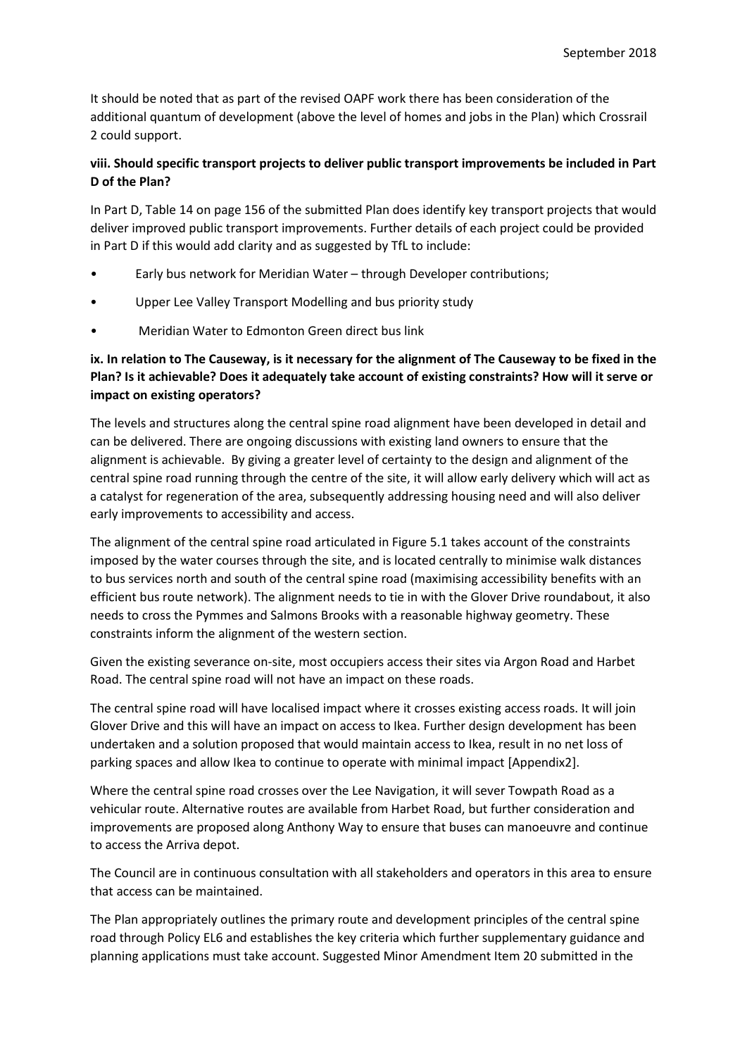It should be noted that as part of the revised OAPF work there has been consideration of the additional quantum of development (above the level of homes and jobs in the Plan) which Crossrail 2 could support.

**viii. Should specific transport projects to deliver public transport improvements be included in Part D of the Plan?**

In Part D, Table 14 on page 156 of the submitted Plan does identify key transport projects that would deliver improved public transport improvements. Further details of each project could be provided in Part D if this would add clarity and as suggested by TfL to include:

- Early bus network for Meridian Water – through Developer contributions;
- Upper Lee Valley Transport Modelling and bus priority study
- Meridian Water to Edmonton Green direct bus link

**ix. In relation to The Causeway, is it necessary for the alignment of The Causeway to be fixed in the Plan? Is it achievable? Does it adequately take account of existing constraints? How will it serve or impact on existing operators?**

The levels and structures along the central spine road alignment have been developed in detail and can be delivered. There are ongoing discussions with existing land owners to ensure that the alignment is achievable. By giving a greater level of certainty to the design and alignment of the central spine road running through the centre of the site, it will allow early delivery which will act as a catalyst for regeneration of the area, subsequently addressing housing need and will also deliver early improvements to accessibility and access.

The alignment of the central spine road articulated in Figure 5.1 takes account of the constraints imposed by the water courses through the site, and is located centrally to minimise walk distances to bus services north and south of the central spine road (maximising accessibility benefits with an efficient bus route network). The alignment needs to tie in with the Glover Drive roundabout, it also needs to cross the Pymmes and Salmons Brooks with a reasonable highway geometry. These constraints inform the alignment of the western section.

Given the existing severance on-site, most occupiers access their sites via Argon Road and Harbet Road. The central spine road will not have an impact on these roads.

The central spine road will have localised impact where it crosses existing access roads. It will join Glover Drive and this will have an impact on access to Ikea. Further design development has been undertaken and a solution proposed that would maintain access to Ikea, result in no net loss of parking spaces and allow Ikea to continue to operate with minimal impact [Appendix2].

Where the central spine road crosses over the Lee Navigation, it will sever Towpath Road as a vehicular route. Alternative routes are available from Harbet Road, but further consideration and improvements are proposed along Anthony Way to ensure that buses can manoeuvre and continue to access the Arriva depot.

The Council are in continuous consultation with all stakeholders and operators in this area to ensure that access can be maintained.

The Plan appropriately outlines the primary route and development principles of the central spine road through Policy EL6 and establishes the key criteria which further supplementary guidance and planning applications must take account. Suggested Minor Amendment Item 20 submitted in the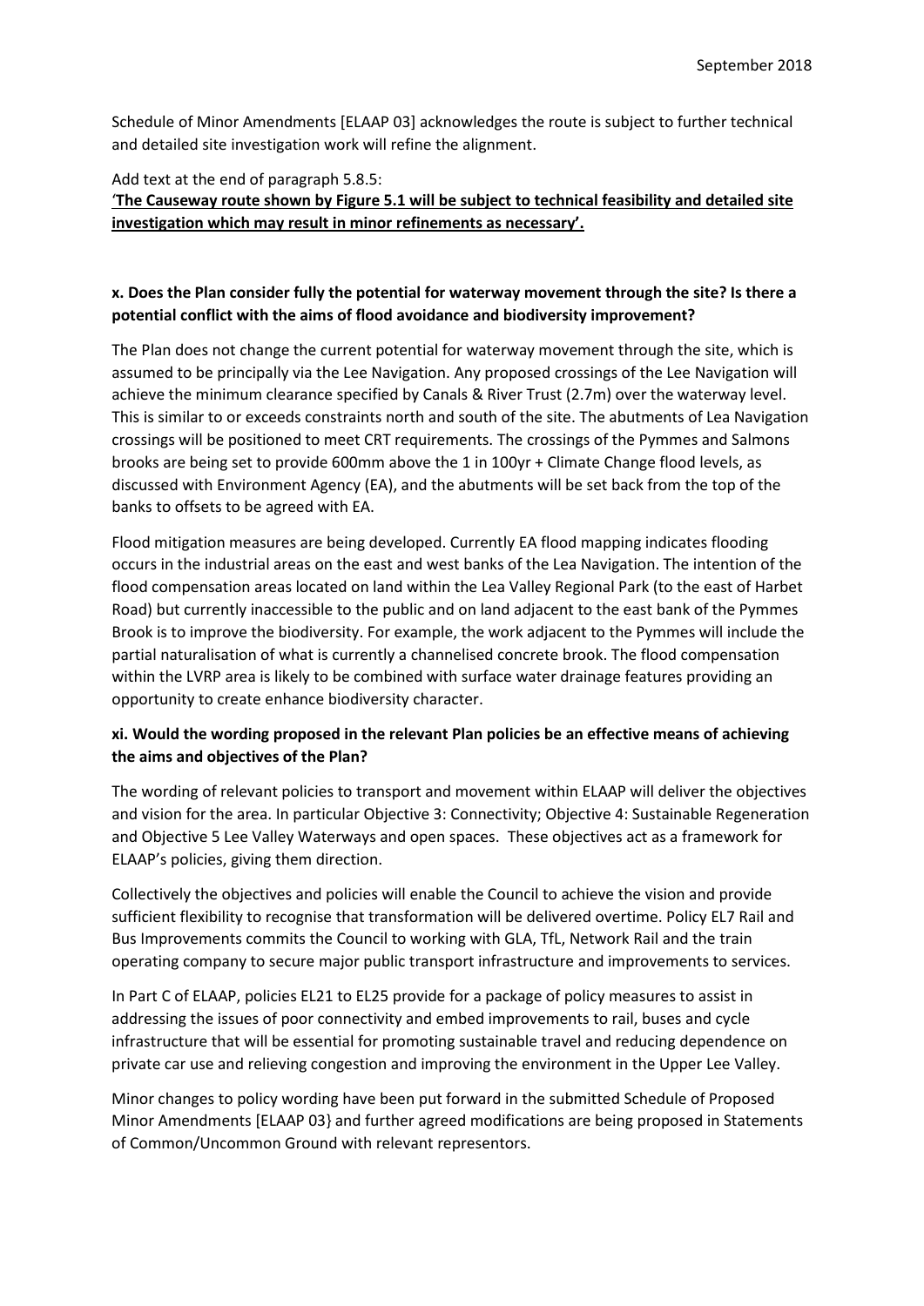Schedule of Minor Amendments [ELAAP 03] acknowledges the route is subject to further technical and detailed site investigation work will refine the alignment.

Add text at the end of paragraph 5.8.5:

'**<u>The Causeway route shown by Figure 5.1 will be subject to technical feasibility and detailed site investigation which may result in minor refinements as necessary'.</u>**

**x. Does the Plan consider fully the potential for waterway movement through the site? Is there a potential conflict with the aims of flood avoidance and biodiversity improvement?**

The Plan does not change the current potential for waterway movement through the site, which is assumed to be principally via the Lee Navigation. Any proposed crossings of the Lee Navigation will achieve the minimum clearance specified by Canals & River Trust (2.7m) over the waterway level. This is similar to or exceeds constraints north and south of the site. The abutments of Lea Navigation crossings will be positioned to meet CRT requirements. The crossings of the Pymmes and Salmons brooks are being set to provide 600mm above the 1 in 100yr + Climate Change flood levels, as discussed with Environment Agency (EA), and the abutments will be set back from the top of the banks to offsets to be agreed with EA.

Flood mitigation measures are being developed. Currently EA flood mapping indicates flooding occurs in the industrial areas on the east and west banks of the Lea Navigation. The intention of the flood compensation areas located on land within the Lea Valley Regional Park (to the east of Harbet Road) but currently inaccessible to the public and on land adjacent to the east bank of the Pymmes Brook is to improve the biodiversity. For example, the work adjacent to the Pymmes will include the partial naturalisation of what is currently a channelised concrete brook. The flood compensation within the LVRP area is likely to be combined with surface water drainage features providing an opportunity to create enhance biodiversity character.

**xi. Would the wording proposed in the relevant Plan policies be an effective means of achieving the aims and objectives of the Plan?**

The wording of relevant policies to transport and movement within ELAAP will deliver the objectives and vision for the area. In particular Objective 3: Connectivity; Objective 4: Sustainable Regeneration and Objective 5 Lee Valley Waterways and open spaces. These objectives act as a framework for ELAAP's policies, giving them direction.

Collectively the objectives and policies will enable the Council to achieve the vision and provide sufficient flexibility to recognise that transformation will be delivered overtime. Policy EL7 Rail and Bus Improvements commits the Council to working with GLA, TfL, Network Rail and the train operating company to secure major public transport infrastructure and improvements to services.

In Part C of ELAAP, policies EL21 to EL25 provide for a package of policy measures to assist in addressing the issues of poor connectivity and embed improvements to rail, buses and cycle infrastructure that will be essential for promoting sustainable travel and reducing dependence on private car use and relieving congestion and improving the environment in the Upper Lee Valley.

Minor changes to policy wording have been put forward in the submitted Schedule of Proposed Minor Amendments [ELAAP 03} and further agreed modifications are being proposed in Statements of Common/Uncommon Ground with relevant representors.